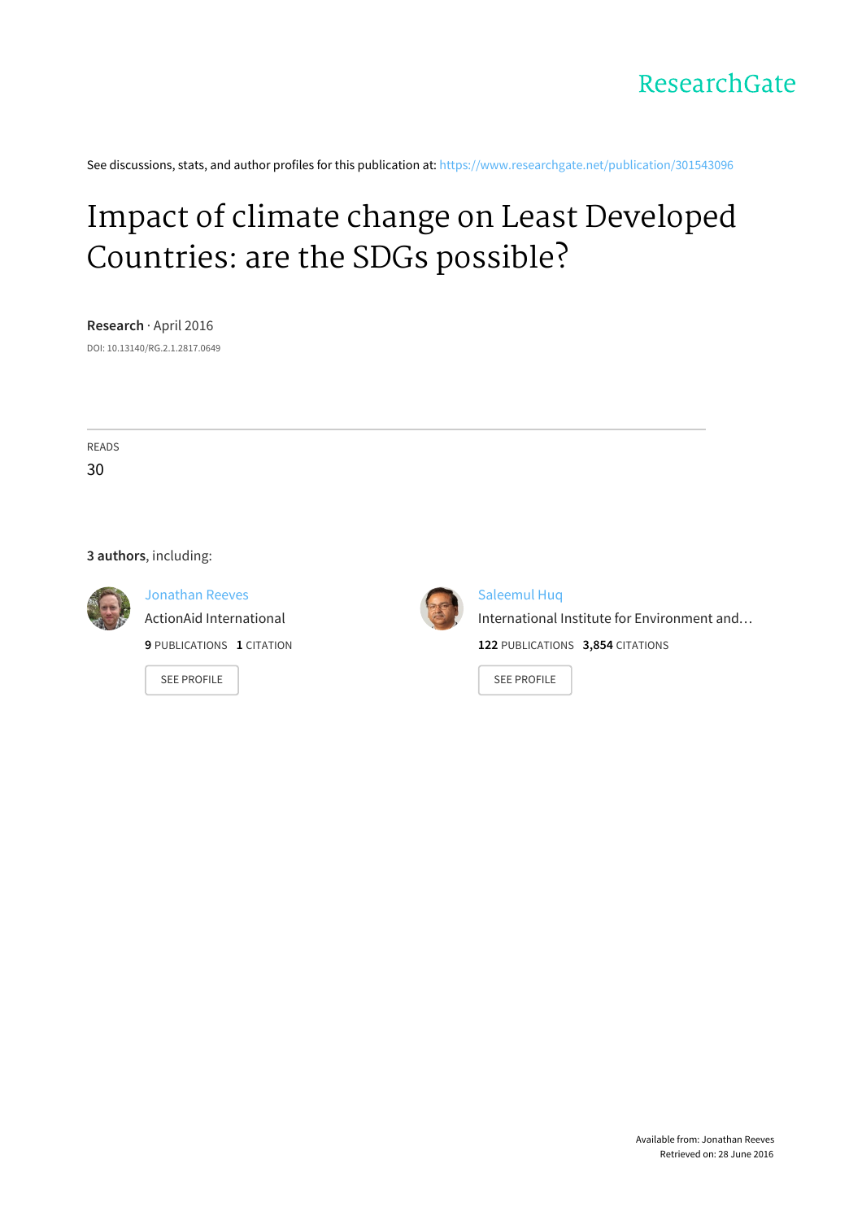ResearchGate

See discussions, stats, and author profiles for this publication at: https://www.researchgate.net/publication/301543096

# Impact of climate change on Least Developed Countries: are the SDGs possible?

**Research** · April 2016

DOI: 10.13140/RG.2.1.2817.0649

READS

30

**3 authors**, including:

Jonathan Reeves
ActionAid International
**9** PUBLICATIONS **1** CITATION

SEE PROFILE

Saleemul Huq
International Institute for Environment and…
**122** PUBLICATIONS **3,854** CITATIONS

SEE PROFILE

Available from: Jonathan Reeves
Retrieved on: 28 June 2016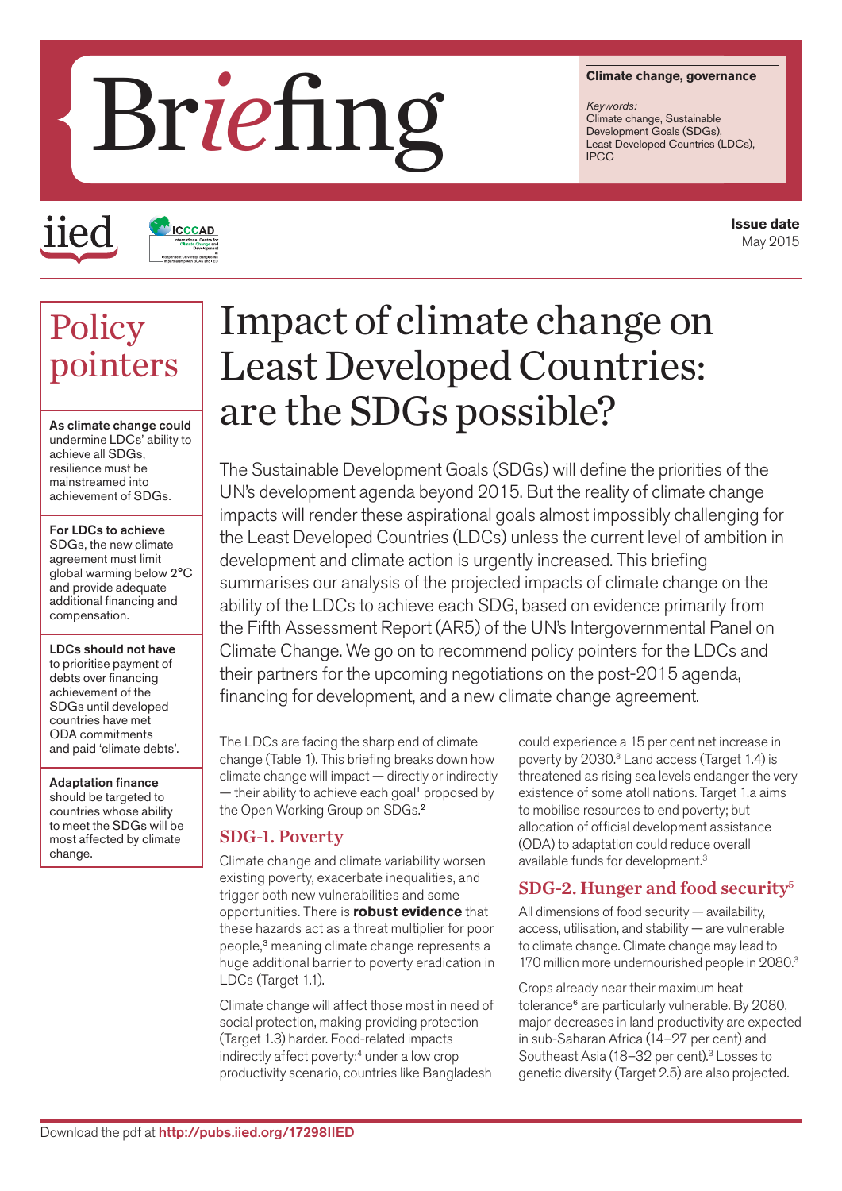Briefing

**Climate change, governance**

*Keywords:*
Climate change, Sustainable Development Goals (SDGs), Least Developed Countries (LDCs), IPCC

iied

ICCCAD

**Issue date**
May 2015

# Impact of climate change on Least Developed Countries: are the SDGs possible?

## Policy pointers

**As climate change could** undermine LDCs' ability to achieve all SDGs, resilience must be mainstreamed into achievement of SDGs.

**For LDCs to achieve** SDGs, the new climate agreement must limit global warming below 2°C and provide adequate additional financing and compensation.

**LDCs should not have** to prioritise payment of debts over financing achievement of the SDGs until developed countries have met ODA commitments and paid 'climate debts'.

**Adaptation finance** should be targeted to countries whose ability to meet the SDGs will be most affected by climate change.

The Sustainable Development Goals (SDGs) will define the priorities of the UN's development agenda beyond 2015. But the reality of climate change impacts will render these aspirational goals almost impossibly challenging for the Least Developed Countries (LDCs) unless the current level of ambition in development and climate action is urgently increased. This briefing summarises our analysis of the projected impacts of climate change on the ability of the LDCs to achieve each SDG, based on evidence primarily from the Fifth Assessment Report (AR5) of the UN's Intergovernmental Panel on Climate Change. We go on to recommend policy pointers for the LDCs and their partners for the upcoming negotiations on the post-2015 agenda, financing for development, and a new climate change agreement.

The LDCs are facing the sharp end of climate change (Table 1). This briefing breaks down how climate change will impact — directly or indirectly — their ability to achieve each goal[1] proposed by the Open Working Group on SDGs.[2]

### SDG-1. Poverty

Climate change and climate variability worsen existing poverty, exacerbate inequalities, and trigger both new vulnerabilities and some opportunities. There is **robust evidence** that these hazards act as a threat multiplier for poor people,[3] meaning climate change represents a huge additional barrier to poverty eradication in LDCs (Target 1.1).

Climate change will affect those most in need of social protection, making providing protection (Target 1.3) harder. Food-related impacts indirectly affect poverty:[4] under a low crop productivity scenario, countries like Bangladesh could experience a 15 per cent net increase in poverty by 2030.[3] Land access (Target 1.4) is threatened as rising sea levels endanger the very existence of some atoll nations. Target 1.a aims to mobilise resources to end poverty; but allocation of official development assistance (ODA) to adaptation could reduce overall available funds for development.[3]

### SDG-2. Hunger and food security[5]

All dimensions of food security — availability, access, utilisation, and stability — are vulnerable to climate change. Climate change may lead to 170 million more undernourished people in 2080.[3]

Crops already near their maximum heat tolerance[6] are particularly vulnerable. By 2080, major decreases in land productivity are expected in sub-Saharan Africa (14–27 per cent) and Southeast Asia (18–32 per cent).[3] Losses to genetic diversity (Target 2.5) are also projected.

Download the pdf at **http://pubs.iied.org/17298IIED**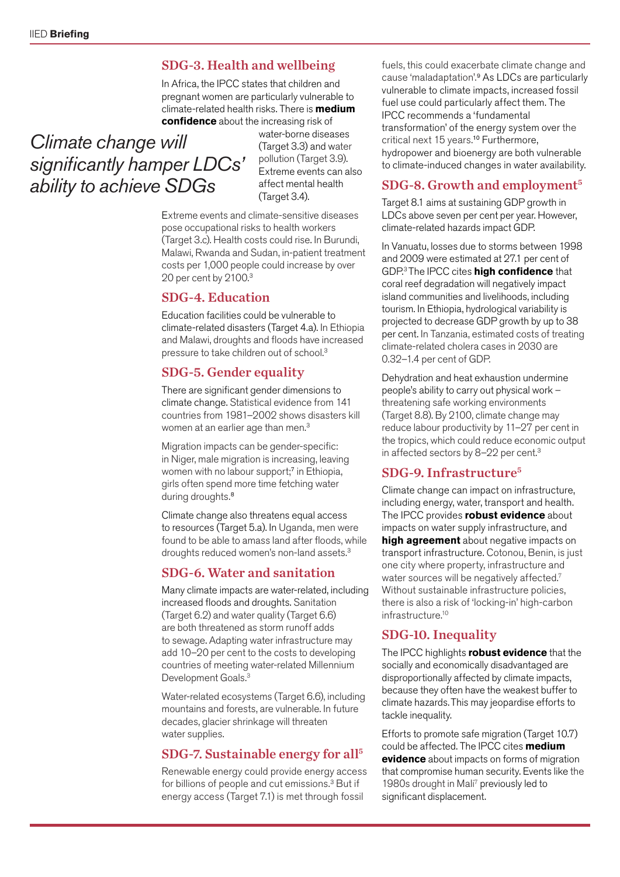*Climate change will significantly hamper LDCs' ability to achieve SDGs*

## SDG-3. Health and wellbeing

In Africa, the IPCC states that children and pregnant women are particularly vulnerable to climate-related health risks. There is **medium confidence** about the increasing risk of water-borne diseases (Target 3.3) and water pollution (Target 3.9). Extreme events can also affect mental health (Target 3.4).

Extreme events and climate-sensitive diseases pose occupational risks to health workers (Target 3.c). Health costs could rise. In Burundi, Malawi, Rwanda and Sudan, in-patient treatment costs per 1,000 people could increase by over 20 per cent by 2100.[3]

## SDG-4. Education

Education facilities could be vulnerable to climate-related disasters (Target 4.a). In Ethiopia and Malawi, droughts and floods have increased pressure to take children out of school.[3]

## SDG-5. Gender equality

There are significant gender dimensions to climate change. Statistical evidence from 141 countries from 1981–2002 shows disasters kill women at an earlier age than men.[3]

Migration impacts can be gender-specific: in Niger, male migration is increasing, leaving women with no labour support;[7] in Ethiopia, girls often spend more time fetching water during droughts.[8]

Climate change also threatens equal access to resources (Target 5.a). In Uganda, men were found to be able to amass land after floods, while droughts reduced women's non-land assets.[3]

## SDG-6. Water and sanitation

Many climate impacts are water-related, including increased floods and droughts. Sanitation (Target 6.2) and water quality (Target 6.6) are both threatened as storm runoff adds to sewage. Adapting water infrastructure may add 10–20 per cent to the costs to developing countries of meeting water-related Millennium Development Goals.[3]

Water-related ecosystems (Target 6.6), including mountains and forests, are vulnerable. In future decades, glacier shrinkage will threaten water supplies.

## SDG-7. Sustainable energy for all[5]

Renewable energy could provide energy access for billions of people and cut emissions.[3] But if energy access (Target 7.1) is met through fossil fuels, this could exacerbate climate change and cause 'maladaptation'.[9] As LDCs are particularly vulnerable to climate impacts, increased fossil fuel use could particularly affect them. The IPCC recommends a 'fundamental transformation' of the energy system over the critical next 15 years.[10] Furthermore, hydropower and bioenergy are both vulnerable to climate-induced changes in water availability.

## SDG-8. Growth and employment[5]

Target 8.1 aims at sustaining GDP growth in LDCs above seven per cent per year. However, climate-related hazards impact GDP.

In Vanuatu, losses due to storms between 1998 and 2009 were estimated at 27.1 per cent of GDP.[3] The IPCC cites **high confidence** that coral reef degradation will negatively impact island communities and livelihoods, including tourism. In Ethiopia, hydrological variability is projected to decrease GDP growth by up to 38 per cent. In Tanzania, estimated costs of treating climate-related cholera cases in 2030 are 0.32–1.4 per cent of GDP.

Dehydration and heat exhaustion undermine people's ability to carry out physical work – threatening safe working environments (Target 8.8). By 2100, climate change may reduce labour productivity by 11–27 per cent in the tropics, which could reduce economic output in affected sectors by 8–22 per cent.[3]

## SDG-9. Infrastructure[5]

Climate change can impact on infrastructure, including energy, water, transport and health. The IPCC provides **robust evidence** about impacts on water supply infrastructure, and **high agreement** about negative impacts on transport infrastructure. Cotonou, Benin, is just one city where property, infrastructure and water sources will be negatively affected.[7] Without sustainable infrastructure policies, there is also a risk of 'locking-in' high-carbon infrastructure.[10]

## SDG-10. Inequality

The IPCC highlights **robust evidence** that the socially and economically disadvantaged are disproportionally affected by climate impacts, because they often have the weakest buffer to climate hazards. This may jeopardise efforts to tackle inequality.

Efforts to promote safe migration (Target 10.7) could be affected. The IPCC cites **medium evidence** about impacts on forms of migration that compromise human security. Events like the 1980s drought in Mali[7] previously led to significant displacement.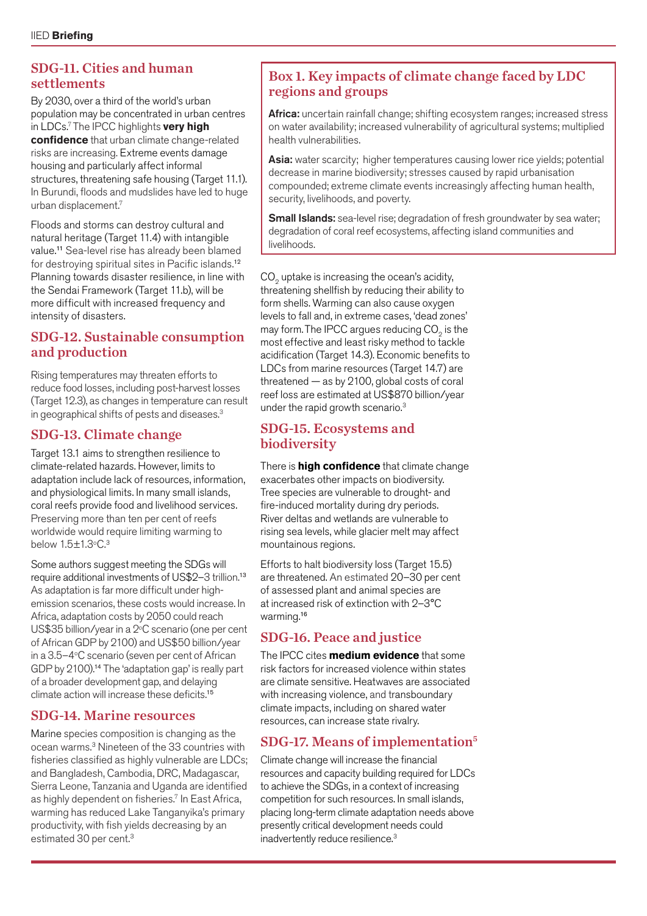## SDG-11. Cities and human settlements

By 2030, over a third of the world's urban population may be concentrated in urban centres in LDCs.[7] The IPCC highlights **very high confidence** that urban climate change-related risks are increasing. Extreme events damage housing and particularly affect informal structures, threatening safe housing (Target 11.1). In Burundi, floods and mudslides have led to huge urban displacement.[7]

Floods and storms can destroy cultural and natural heritage (Target 11.4) with intangible value.[11] Sea-level rise has already been blamed for destroying spiritual sites in Pacific islands.[12] Planning towards disaster resilience, in line with the Sendai Framework (Target 11.b), will be more difficult with increased frequency and intensity of disasters.

## SDG-12. Sustainable consumption and production

Rising temperatures may threaten efforts to reduce food losses, including post-harvest losses (Target 12.3), as changes in temperature can result in geographical shifts of pests and diseases.[3]

## SDG-13. Climate change

Target 13.1 aims to strengthen resilience to climate-related hazards. However, limits to adaptation include lack of resources, information, and physiological limits. In many small islands, coral reefs provide food and livelihood services. Preserving more than ten per cent of reefs worldwide would require limiting warming to below 1.5±1.3°C.[3]

Some authors suggest meeting the SDGs will require additional investments of US$2–3 trillion.[13] As adaptation is far more difficult under high-emission scenarios, these costs would increase. In Africa, adaptation costs by 2050 could reach US$35 billion/year in a 2°C scenario (one per cent of African GDP by 2100) and US$50 billion/year in a 3.5–4°C scenario (seven per cent of African GDP by 2100).[14] The 'adaptation gap' is really part of a broader development gap, and delaying climate action will increase these deficits.[15]

## SDG-14. Marine resources

Marine species composition is changing as the ocean warms.[3] Nineteen of the 33 countries with fisheries classified as highly vulnerable are LDCs; and Bangladesh, Cambodia, DRC, Madagascar, Sierra Leone, Tanzania and Uganda are identified as highly dependent on fisheries.[7] In East Africa, warming has reduced Lake Tanganyika's primary productivity, with fish yields decreasing by an estimated 30 per cent.[3]

### Box 1. Key impacts of climate change faced by LDC regions and groups

**Africa:** uncertain rainfall change; shifting ecosystem ranges; increased stress on water availability; increased vulnerability of agricultural systems; multiplied health vulnerabilities.

**Asia:** water scarcity; higher temperatures causing lower rice yields; potential decrease in marine biodiversity; stresses caused by rapid urbanisation compounded; extreme climate events increasingly affecting human health, security, livelihoods, and poverty.

**Small Islands:** sea-level rise; degradation of fresh groundwater by sea water; degradation of coral reef ecosystems, affecting island communities and livelihoods.

$CO_2$ uptake is increasing the ocean's acidity, threatening shellfish by reducing their ability to form shells. Warming can also cause oxygen levels to fall and, in extreme cases, 'dead zones' may form. The IPCC argues reducing $CO_2$ is the most effective and least risky method to tackle acidification (Target 14.3). Economic benefits to LDCs from marine resources (Target 14.7) are threatened — as by 2100, global costs of coral reef loss are estimated at US$870 billion/year under the rapid growth scenario.[3]

## SDG-15. Ecosystems and biodiversity

There is **high confidence** that climate change exacerbates other impacts on biodiversity. Tree species are vulnerable to drought- and fire-induced mortality during dry periods. River deltas and wetlands are vulnerable to rising sea levels, while glacier melt may affect mountainous regions.

Efforts to halt biodiversity loss (Target 15.5) are threatened. An estimated 20–30 per cent of assessed plant and animal species are at increased risk of extinction with 2–3°C warming.[16]

## SDG-16. Peace and justice

The IPCC cites **medium evidence** that some risk factors for increased violence within states are climate sensitive. Heatwaves are associated with increasing violence, and transboundary climate impacts, including on shared water resources, can increase state rivalry.

## SDG-17. Means of implementation[5]

Climate change will increase the financial resources and capacity building required for LDCs to achieve the SDGs, in a context of increasing competition for such resources. In small islands, placing long-term climate adaptation needs above presently critical development needs could inadvertently reduce resilience.[3]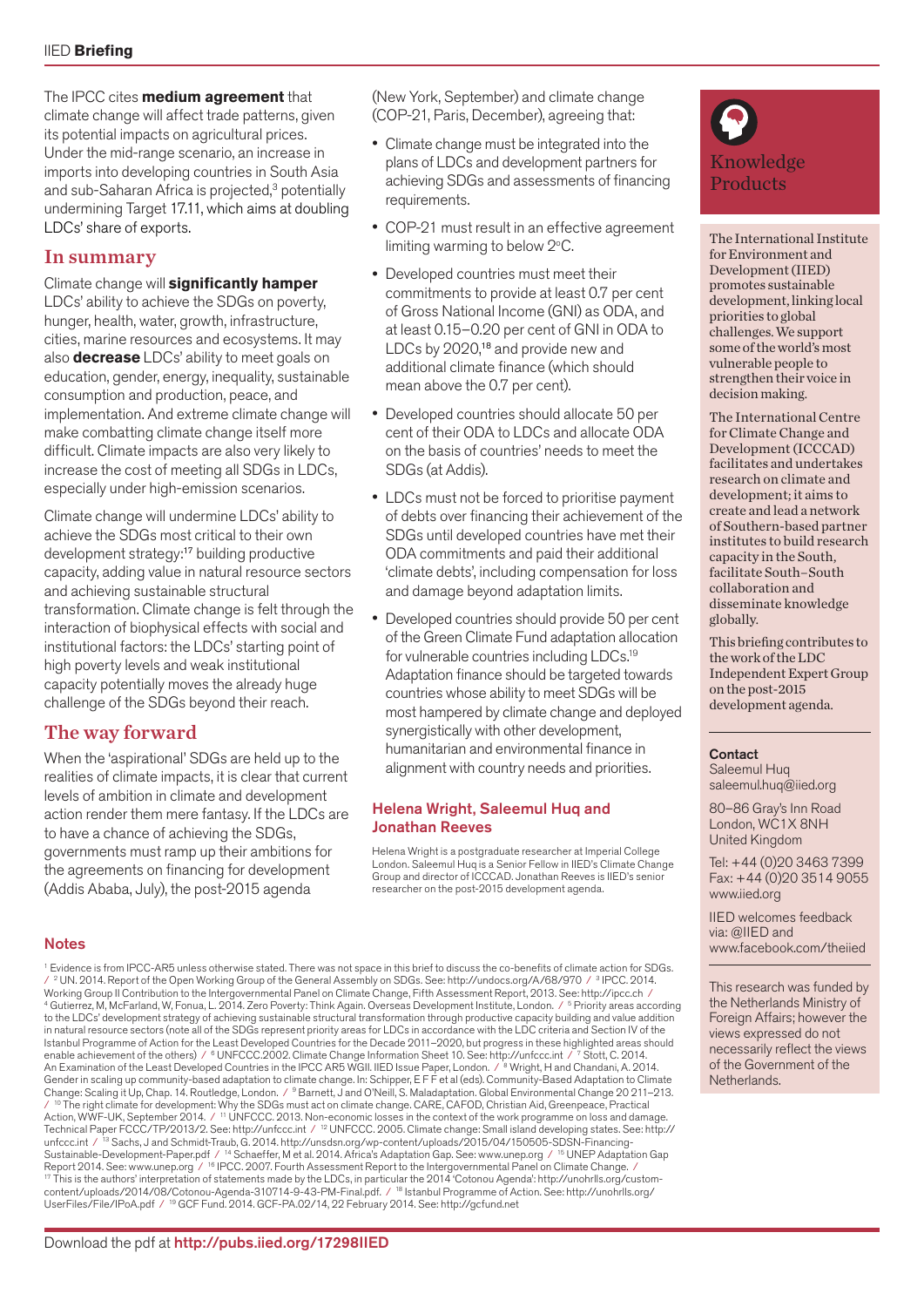The IPCC cites **medium agreement** that climate change will affect trade patterns, given its potential impacts on agricultural prices. Under the mid-range scenario, an increase in imports into developing countries in South Asia and sub-Saharan Africa is projected,[3] potentially undermining Target 17.11, which aims at doubling LDCs' share of exports.

## In summary

Climate change will **significantly hamper** LDCs' ability to achieve the SDGs on poverty, hunger, health, water, growth, infrastructure, cities, marine resources and ecosystems. It may also **decrease** LDCs' ability to meet goals on education, gender, energy, inequality, sustainable consumption and production, peace, and implementation. And extreme climate change will make combatting climate change itself more difficult. Climate impacts are also very likely to increase the cost of meeting all SDGs in LDCs, especially under high-emission scenarios.

Climate change will undermine LDCs' ability to achieve the SDGs most critical to their own development strategy:[17] building productive capacity, adding value in natural resource sectors and achieving sustainable structural transformation. Climate change is felt through the interaction of biophysical effects with social and institutional factors: the LDCs' starting point of high poverty levels and weak institutional capacity potentially moves the already huge challenge of the SDGs beyond their reach.

## The way forward

When the 'aspirational' SDGs are held up to the realities of climate impacts, it is clear that current levels of ambition in climate and development action render them mere fantasy. If the LDCs are to have a chance of achieving the SDGs, governments must ramp up their ambitions for the agreements on financing for development (Addis Ababa, July), the post-2015 agenda (New York, September) and climate change (COP-21, Paris, December), agreeing that:

- Climate change must be integrated into the plans of LDCs and development partners for achieving SDGs and assessments of financing requirements.
- COP-21 must result in an effective agreement limiting warming to below 2°C.
- Developed countries must meet their commitments to provide at least 0.7 per cent of Gross National Income (GNI) as ODA, and at least 0.15–0.20 per cent of GNI in ODA to LDCs by 2020,[18] and provide new and additional climate finance (which should mean above the 0.7 per cent).
- Developed countries should allocate 50 per cent of their ODA to LDCs and allocate ODA on the basis of countries' needs to meet the SDGs (at Addis).
- LDCs must not be forced to prioritise payment of debts over financing their achievement of the SDGs until developed countries have met their ODA commitments and paid their additional 'climate debts', including compensation for loss and damage beyond adaptation limits.
- Developed countries should provide 50 per cent of the Green Climate Fund adaptation allocation for vulnerable countries including LDCs.[19] Adaptation finance should be targeted towards countries whose ability to meet SDGs will be most hampered by climate change and deployed synergistically with other development, humanitarian and environmental finance in alignment with country needs and priorities.

**Helena Wright, Saleemul Huq and Jonathan Reeves**

Helena Wright is a postgraduate researcher at Imperial College London. Saleemul Huq is a Senior Fellow in IIED's Climate Change Group and director of ICCCAD. Jonathan Reeves is IIED's senior researcher on the post-2015 development agenda.

## Knowledge Products

The International Institute for Environment and Development (IIED) promotes sustainable development, linking local priorities to global challenges. We support some of the world's most vulnerable people to strengthen their voice in decision making.

The International Centre for Climate Change and Development (ICCCAD) facilitates and undertakes research on climate and development; it aims to create and lead a network of Southern-based partner institutes to build research capacity in the South, facilitate South–South collaboration and disseminate knowledge globally.

This briefing contributes to the work of the LDC Independent Expert Group on the post-2015 development agenda.

**Contact**
Saleemul Huq
saleemul.huq@iied.org

80–86 Gray's Inn Road
London, WC1X 8NH
United Kingdom

Tel: +44 (0)20 3463 7399
Fax: +44 (0)20 3514 9055
www.iied.org

IIED welcomes feedback via: @IIED and www.facebook.com/theiied

This research was funded by the Netherlands Ministry of Foreign Affairs; however the views expressed do not necessarily reflect the views of the Government of the Netherlands.

## Notes

[1] Evidence is from IPCC-AR5 unless otherwise stated. There was not space in this brief to discuss the co-benefits of climate action for SDGs. / [2] UN. 2014. Report of the Open Working Group of the General Assembly on SDGs. See: http://undocs.org/A/68/970 / [3] IPCC. 2014. Working Group II Contribution to the Intergovernmental Panel on Climate Change, Fifth Assessment Report, 2013. See: http://ipcc.ch / [4] Gutierrez, M, McFarland, W, Fonua, L. 2014. Zero Poverty: Think Again. Overseas Development Institute, London. / [5] Priority areas according to the LDCs' development strategy of achieving sustainable structural transformation through productive capacity building and value addition in natural resource sectors (note all of the SDGs represent priority areas for LDCs in accordance with the LDC criteria and Section IV of the Istanbul Programme of Action for the Least Developed Countries for the Decade 2011–2020, but progress in these highlighted areas should enable achievement of the others) / [6] UNFCCC.2002. Climate Change Information Sheet 10. See: http://unfccc.int / [7] Stott, C. 2014. An Examination of the Least Developed Countries in the IPCC AR5 WGII. IIED Issue Paper, London. / [8] Wright, H and Chandani, A. 2014. Gender in scaling up community-based adaptation to climate change. In: Schipper, E F F et al (eds). Community-Based Adaptation to Climate Change: Scaling it Up, Chap. 14. Routledge, London. / [9] Barnett, J and O'Neill, S. Maladaptation. Global Environmental Change 20 211–213. / [10] The right climate for development: Why the SDGs must act on climate change. CARE, CAFOD, Christian Aid, Greenpeace, Practical Action, WWF-UK, September 2014. / [11] UNFCCC. 2013. Non-economic losses in the context of the work programme on loss and damage. Technical Paper FCCC/TP/2013/2. See: http://unfccc.int / [12] UNFCCC. 2005. Climate change: Small island developing states. See: http://unfccc.int / [13] Sachs, J and Schmidt-Traub, G. 2014. http://unsdsn.org/wp-content/uploads/2015/04/150505-SDSN-Financing-Sustainable-Development-Paper.pdf / [14] Schaeffer, M et al. 2014. Africa's Adaptation Gap. See: www.unep.org / [15] UNEP Adaptation Gap Report 2014. See: www.unep.org / [16] IPCC. 2007. Fourth Assessment Report to the Intergovernmental Panel on Climate Change. / [17] This is the authors' interpretation of statements made by the LDCs, in particular the 2014 'Cotonou Agenda': http://unohrlls.org/custom-content/uploads/2014/08/Cotonou-Agenda-310714-9-43-PM-Final.pdf. / [18] Istanbul Programme of Action. See: http://unohrlls.org/UserFiles/File/IPoA.pdf / [19] GCF Fund. 2014. GCF-PA.02/14, 22 February 2014. See: http://gcfund.net

Download the pdf at **http://pubs.iied.org/17298IIED**